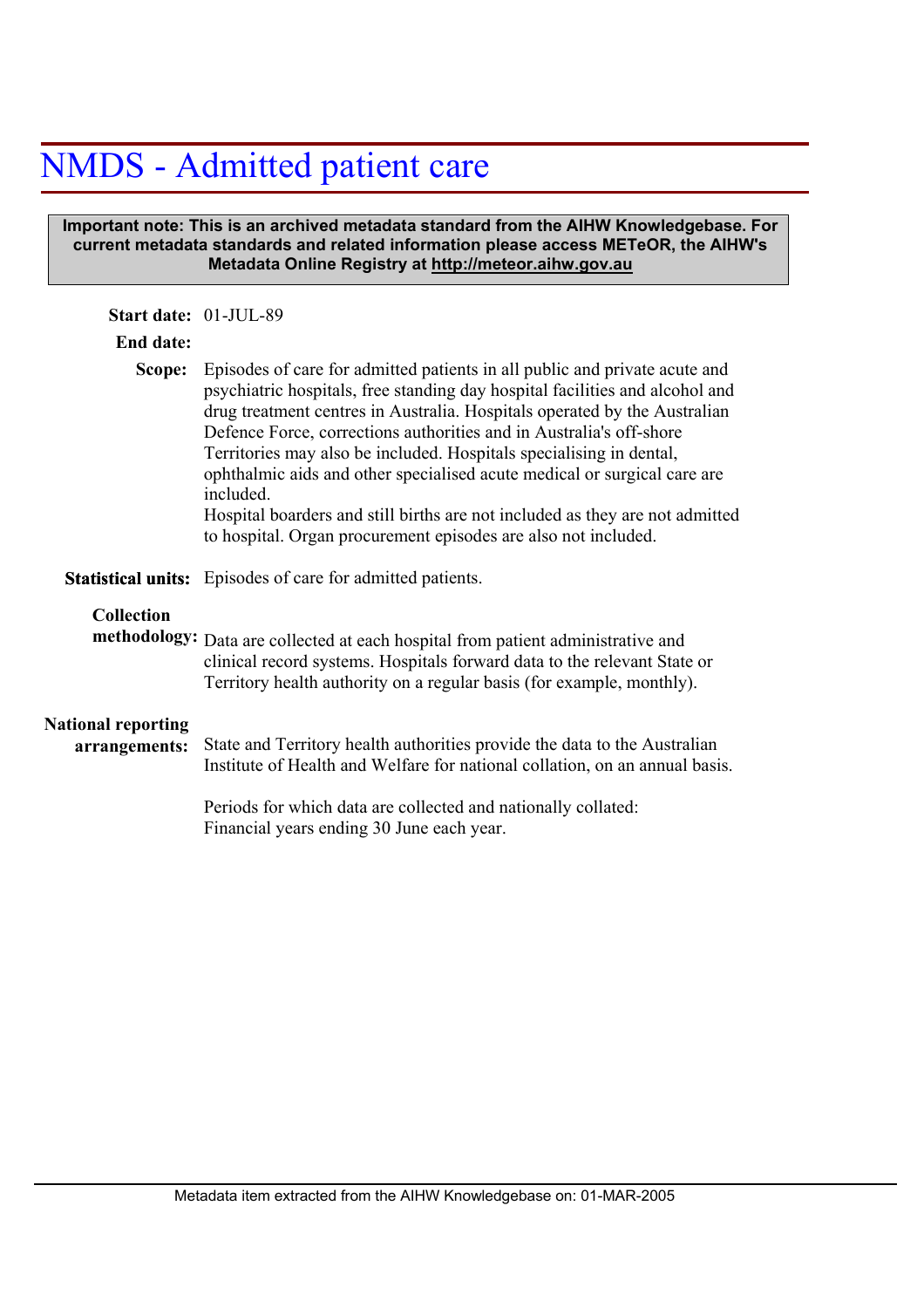# NMDS - Admitted patient care

**Important note: This is an archived metadata standard from the AIHW Knowledgebase. For current metadata standards and related information please access METeOR, the AIHW's Metadata Online Registry at http://meteor.aihw.gov.au**

**Start date:** 01-JUL-89

**End date:**

**Scope:** Episodes of care for admitted patients in all public and private acute and psychiatric hospitals, free standing day hospital facilities and alcohol and drug treatment centres in Australia. Hospitals operated by the Australian Defence Force, corrections authorities and in Australia's off-shore Territories may also be included. Hospitals specialising in dental, ophthalmic aids and other specialised acute medical or surgical care are included.
Hospital boarders and still births are not included as they are not admitted to hospital. Organ procurement episodes are also not included.

**Statistical units:** Episodes of care for admitted patients.

**Collection methodology:** Data are collected at each hospital from patient administrative and clinical record systems. Hospitals forward data to the relevant State or Territory health authority on a regular basis (for example, monthly).

**National reporting arrangements:** State and Territory health authorities provide the data to the Australian Institute of Health and Welfare for national collation, on an annual basis.

Periods for which data are collected and nationally collated:
Financial years ending 30 June each year.

Metadata item extracted from the AIHW Knowledgebase on: 01-MAR-2005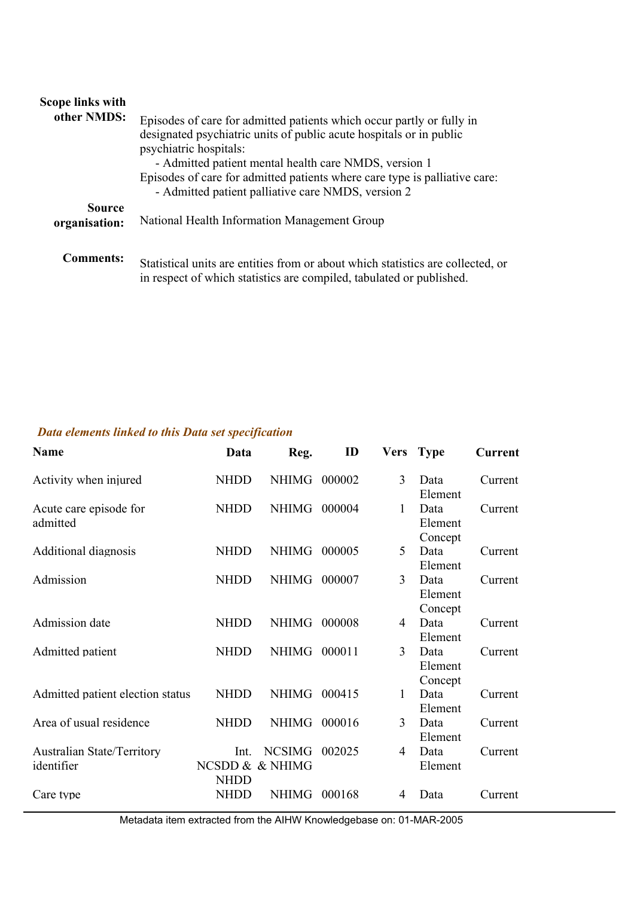**Scope links with other NMDS:**

Episodes of care for admitted patients which occur partly or fully in designated psychiatric units of public acute hospitals or in public psychiatric hospitals:

- Admitted patient mental health care NMDS, version 1

Episodes of care for admitted patients where care type is palliative care:

- Admitted patient palliative care NMDS, version 2

**Source organisation:** National Health Information Management Group

**Comments:** Statistical units are entities from or about which statistics are collected, or in respect of which statistics are compiled, tabulated or published.

***Data elements linked to this Data set specification***

| Name | Data | Reg. | ID | Vers | Type | Current |
|---|---|---|---|---|---|---|
| Activity when injured | NHDD | NHIMG | 000002 | 3 | Data Element | Current |
| Acute care episode for admitted | NHDD | NHIMG | 000004 | 1 | Data Element Concept | Current |
| Additional diagnosis | NHDD | NHIMG | 000005 | 5 | Data Element | Current |
| Admission | NHDD | NHIMG | 000007 | 3 | Data Element Concept | Current |
| Admission date | NHDD | NHIMG | 000008 | 4 | Data Element | Current |
| Admitted patient | NHDD | NHIMG | 000011 | 3 | Data Element Concept | Current |
| Admitted patient election status | NHDD | NHIMG | 000415 | 1 | Data Element | Current |
| Area of usual residence | NHDD | NHIMG | 000016 | 3 | Data Element | Current |
| Australian State/Territory identifier | Int. NCSDD & NHDD | NCSIMG & NHIMG | 002025 | 4 | Data Element | Current |
| Care type | NHDD | NHIMG | 000168 | 4 | Data | Current |

Metadata item extracted from the AIHW Knowledgebase on: 01-MAR-2005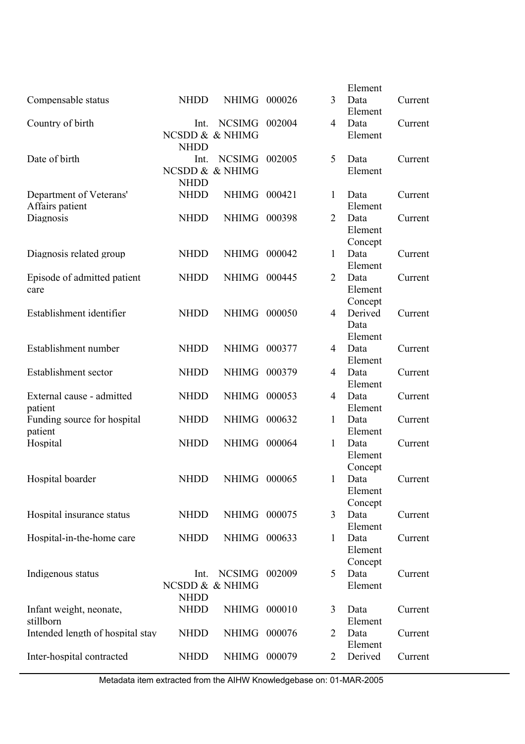| | | | | | | |
|---|---|---|---|---|---|---|
| | | | | | Element | |
| Compensable status | NHDD | NHIMG | 000026 | 3 | Data Element | Current |
| Country of birth | Int. NCSDD & NHDD | NCSIMG & NHIMG | 002004 | 4 | Data Element | Current |
| Date of birth | Int. NCSDD & NHDD | NCSIMG & NHIMG | 002005 | 5 | Data Element | Current |
| Department of Veterans' Affairs patient | NHDD | NHIMG | 000421 | 1 | Data Element | Current |
| Diagnosis | NHDD | NHIMG | 000398 | 2 | Data Element Concept | Current |
| Diagnosis related group | NHDD | NHIMG | 000042 | 1 | Data Element | Current |
| Episode of admitted patient care | NHDD | NHIMG | 000445 | 2 | Data Element Concept | Current |
| Establishment identifier | NHDD | NHIMG | 000050 | 4 | Derived Data Element | Current |
| Establishment number | NHDD | NHIMG | 000377 | 4 | Data Element | Current |
| Establishment sector | NHDD | NHIMG | 000379 | 4 | Data Element | Current |
| External cause - admitted patient | NHDD | NHIMG | 000053 | 4 | Data Element | Current |
| Funding source for hospital patient | NHDD | NHIMG | 000632 | 1 | Data Element | Current |
| Hospital | NHDD | NHIMG | 000064 | 1 | Data Element Concept | Current |
| Hospital boarder | NHDD | NHIMG | 000065 | 1 | Data Element Concept | Current |
| Hospital insurance status | NHDD | NHIMG | 000075 | 3 | Data Element | Current |
| Hospital-in-the-home care | NHDD | NHIMG | 000633 | 1 | Data Element Concept | Current |
| Indigenous status | Int. NCSDD & NHDD | NCSIMG & NHIMG | 002009 | 5 | Data Element | Current |
| Infant weight, neonate, stillborn | NHDD | NHIMG | 000010 | 3 | Data Element | Current |
| Intended length of hospital stay | NHDD | NHIMG | 000076 | 2 | Data Element | Current |
| Inter-hospital contracted | NHDD | NHIMG | 000079 | 2 | Derived | Current |

Metadata item extracted from the AIHW Knowledgebase on: 01-MAR-2005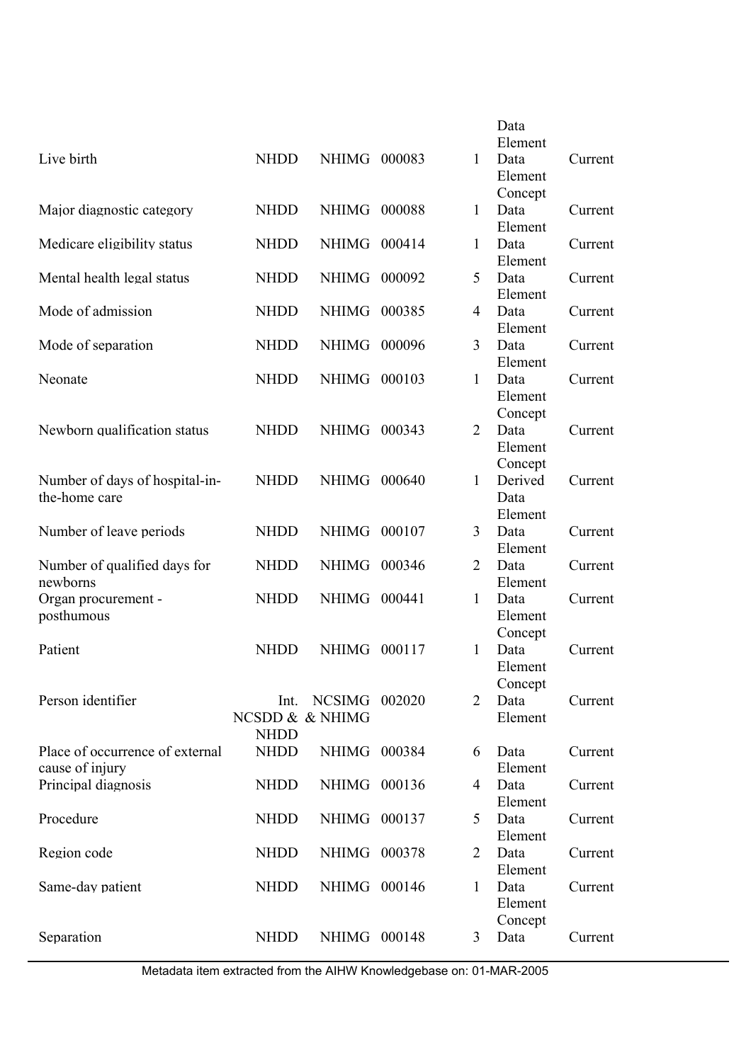| | | | | | | |
|---|---|---|---|---|---|---|
| | | | | | Data Element | |
| Live birth | NHDD | NHIMG | 000083 | 1 | Data Element Concept | Current |
| Major diagnostic category | NHDD | NHIMG | 000088 | 1 | Data Element | Current |
| Medicare eligibility status | NHDD | NHIMG | 000414 | 1 | Data Element | Current |
| Mental health legal status | NHDD | NHIMG | 000092 | 5 | Data Element | Current |
| Mode of admission | NHDD | NHIMG | 000385 | 4 | Data Element | Current |
| Mode of separation | NHDD | NHIMG | 000096 | 3 | Data Element | Current |
| Neonate | NHDD | NHIMG | 000103 | 1 | Data Element Concept | Current |
| Newborn qualification status | NHDD | NHIMG | 000343 | 2 | Data Element Concept | Current |
| Number of days of hospital-in-the-home care | NHDD | NHIMG | 000640 | 1 | Derived Data Element | Current |
| Number of leave periods | NHDD | NHIMG | 000107 | 3 | Data Element | Current |
| Number of qualified days for newborns | NHDD | NHIMG | 000346 | 2 | Data Element | Current |
| Organ procurement - posthumous | NHDD | NHIMG | 000441 | 1 | Data Element Concept | Current |
| Patient | NHDD | NHIMG | 000117 | 1 | Data Element Concept | Current |
| Person identifier | Int. NCSDD & NHDD | NCSIMG & NHIMG | 002020 | 2 | Data Element | Current |
| Place of occurrence of external cause of injury | NHDD | NHIMG | 000384 | 6 | Data Element | Current |
| Principal diagnosis | NHDD | NHIMG | 000136 | 4 | Data Element | Current |
| Procedure | NHDD | NHIMG | 000137 | 5 | Data Element | Current |
| Region code | NHDD | NHIMG | 000378 | 2 | Data Element | Current |
| Same-day patient | NHDD | NHIMG | 000146 | 1 | Data Element Concept | Current |
| Separation | NHDD | NHIMG | 000148 | 3 | Data | Current |

Metadata item extracted from the AIHW Knowledgebase on: 01-MAR-2005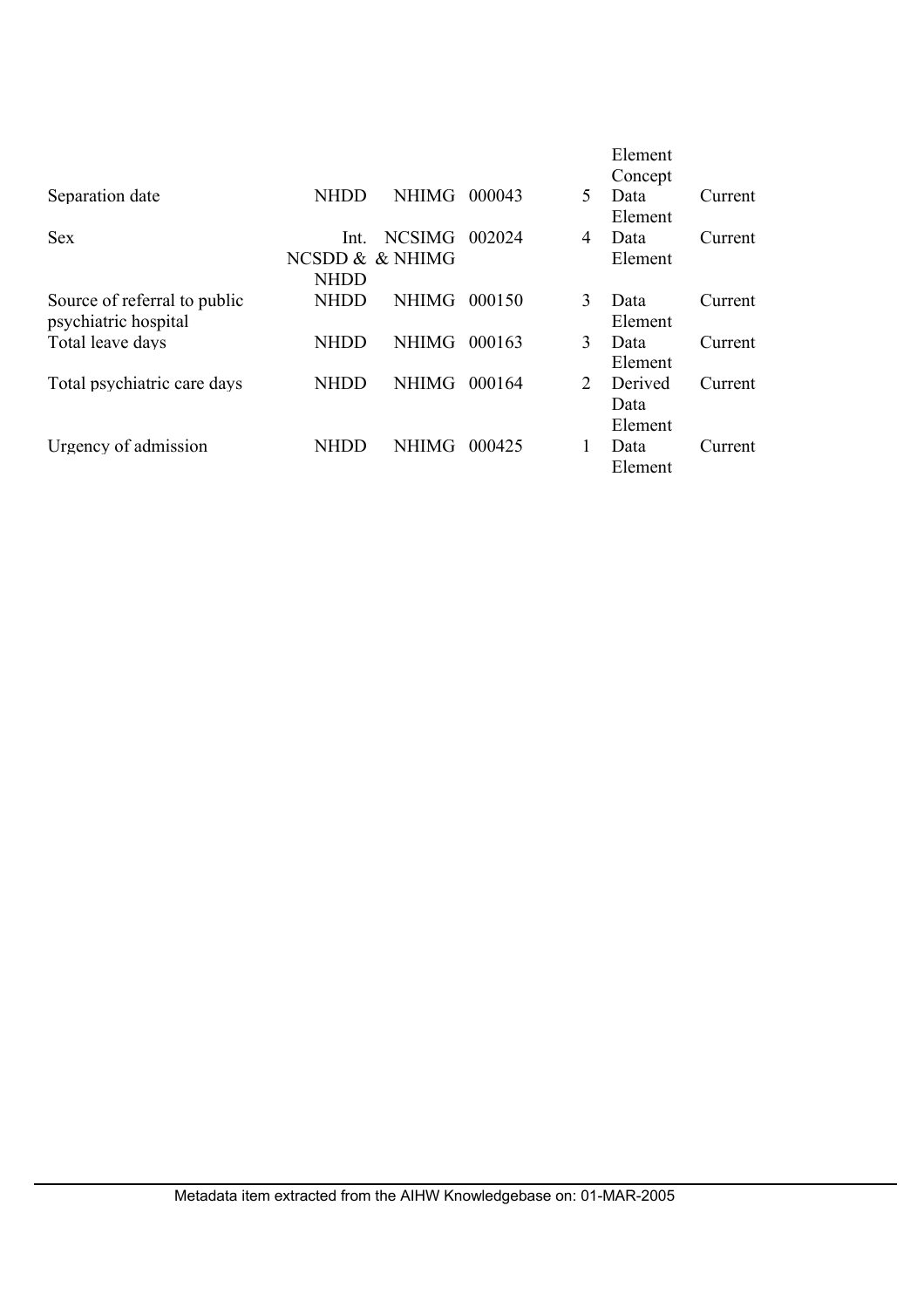| | | | | | | |
|---|---|---|---|---|---|---|
| | | | | | Element Concept | |
| Separation date | NHDD | NHIMG | 000043 | 5 | Data Element | Current |
| Sex | Int. NCSDD & NHDD | NCSIMG & NHIMG | 002024 | 4 | Data Element | Current |
| Source of referral to public psychiatric hospital | NHDD | NHIMG | 000150 | 3 | Data Element | Current |
| Total leave days | NHDD | NHIMG | 000163 | 3 | Data Element | Current |
| Total psychiatric care days | NHDD | NHIMG | 000164 | 2 | Derived Data Element | Current |
| Urgency of admission | NHDD | NHIMG | 000425 | 1 | Data Element | Current |

Metadata item extracted from the AIHW Knowledgebase on: 01-MAR-2005